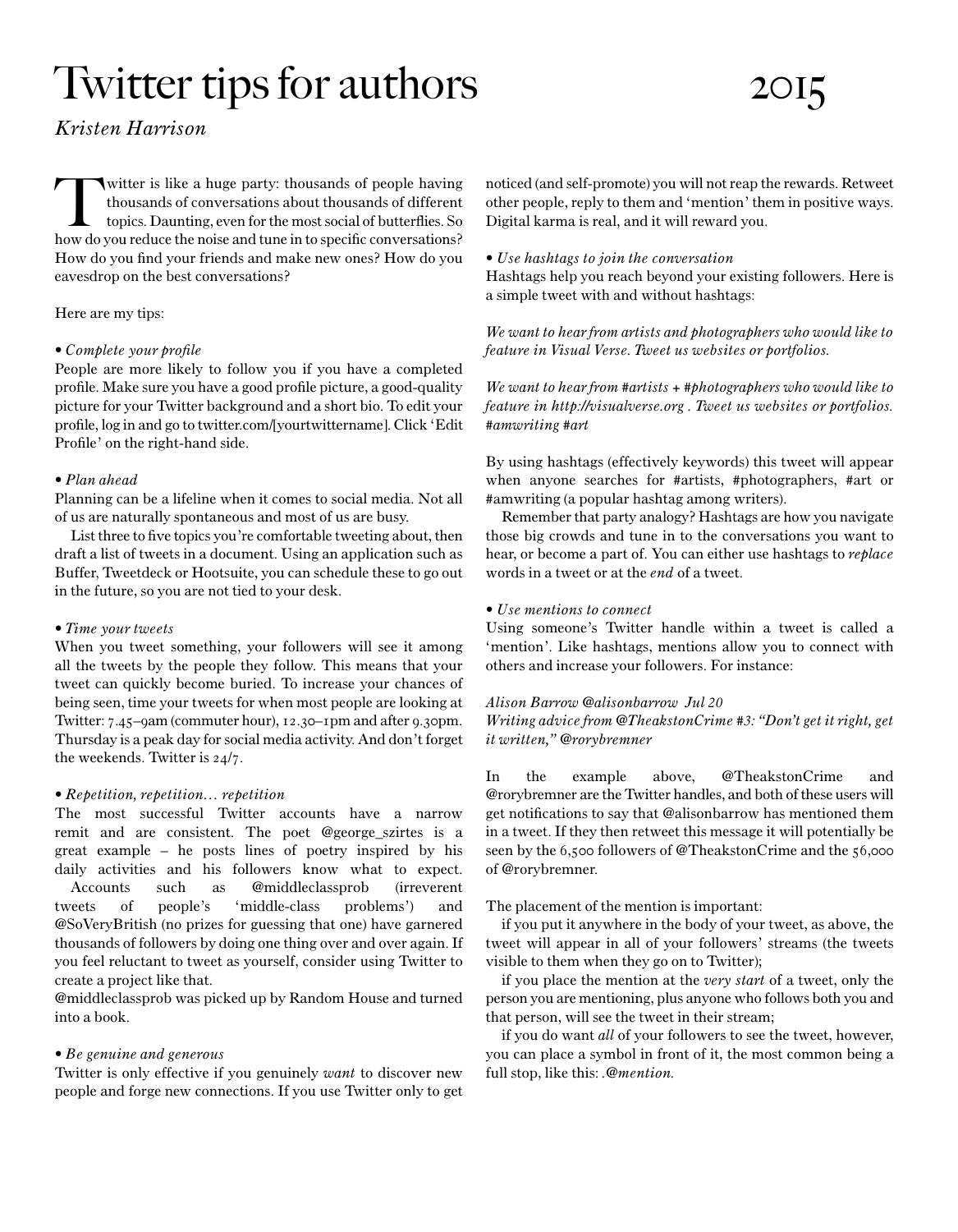# Twitter tips for authors 2015

*Kristen Harrison*

Twitter is like a huge party: thousands of people having thousands of conversations about thousands of different topics. Daunting, even for the most social of butterflies. So how do you reduce the noise and tune in to specific conversations? How do you find your friends and make new ones? How do you eavesdrop on the best conversations?

Here are my tips:

• *Complete your profile*
People are more likely to follow you if you have a completed profile. Make sure you have a good profile picture, a good-quality picture for your Twitter background and a short bio. To edit your profile, log in and go to twitter.com/[yourtwittername]. Click 'Edit Profile' on the right-hand side.

• *Plan ahead*
Planning can be a lifeline when it comes to social media. Not all of us are naturally spontaneous and most of us are busy.

List three to five topics you're comfortable tweeting about, then draft a list of tweets in a document. Using an application such as Buffer, Tweetdeck or Hootsuite, you can schedule these to go out in the future, so you are not tied to your desk.

• *Time your tweets*
When you tweet something, your followers will see it among all the tweets by the people they follow. This means that your tweet can quickly become buried. To increase your chances of being seen, time your tweets for when most people are looking at Twitter: 7.45–9am (commuter hour), 12.30–1pm and after 9.30pm. Thursday is a peak day for social media activity. And don't forget the weekends. Twitter is 24/7.

• *Repetition, repetition… repetition*
The most successful Twitter accounts have a narrow remit and are consistent. The poet @george_szirtes is a great example – he posts lines of poetry inspired by his daily activities and his followers know what to expect.

Accounts such as @middleclassprob (irreverent tweets of people's 'middle-class problems') and @SoVeryBritish (no prizes for guessing that one) have garnered thousands of followers by doing one thing over and over again. If you feel reluctant to tweet as yourself, consider using Twitter to create a project like that.
@middleclassprob was picked up by Random House and turned into a book.

• *Be genuine and generous*
Twitter is only effective if you genuinely *want* to discover new people and forge new connections. If you use Twitter only to get noticed (and self-promote) you will not reap the rewards. Retweet other people, reply to them and 'mention' them in positive ways. Digital karma is real, and it will reward you.

• *Use hashtags to join the conversation*
Hashtags help you reach beyond your existing followers. Here is a simple tweet with and without hashtags:

*We want to hear from artists and photographers who would like to feature in Visual Verse. Tweet us websites or portfolios.*

*We want to hear from #artists + #photographers who would like to feature in http://visualverse.org . Tweet us websites or portfolios. #amwriting #art*

By using hashtags (effectively keywords) this tweet will appear when anyone searches for #artists, #photographers, #art or #amwriting (a popular hashtag among writers).

Remember that party analogy? Hashtags are how you navigate those big crowds and tune in to the conversations you want to hear, or become a part of. You can either use hashtags to *replace* words in a tweet or at the *end* of a tweet.

• *Use mentions to connect*
Using someone's Twitter handle within a tweet is called a 'mention'. Like hashtags, mentions allow you to connect with others and increase your followers. For instance:

*Alison Barrow @alisonbarrow Jul 20*
*Writing advice from @TheakstonCrime #3: "Don't get it right, get it written," @rorybremner*

In the example above, @TheakstonCrime and @rorybremner are the Twitter handles, and both of these users will get notifications to say that @alisonbarrow has mentioned them in a tweet. If they then retweet this message it will potentially be seen by the 6,500 followers of @TheakstonCrime and the 56,000 of @rorybremner.

The placement of the mention is important:

if you put it anywhere in the body of your tweet, as above, the tweet will appear in all of your followers' streams (the tweets visible to them when they go on to Twitter);

if you place the mention at the *very start* of a tweet, only the person you are mentioning, plus anyone who follows both you and that person, will see the tweet in their stream;

if you do want *all* of your followers to see the tweet, however, you can place a symbol in front of it, the most common being a full stop, like this: *.@mention.*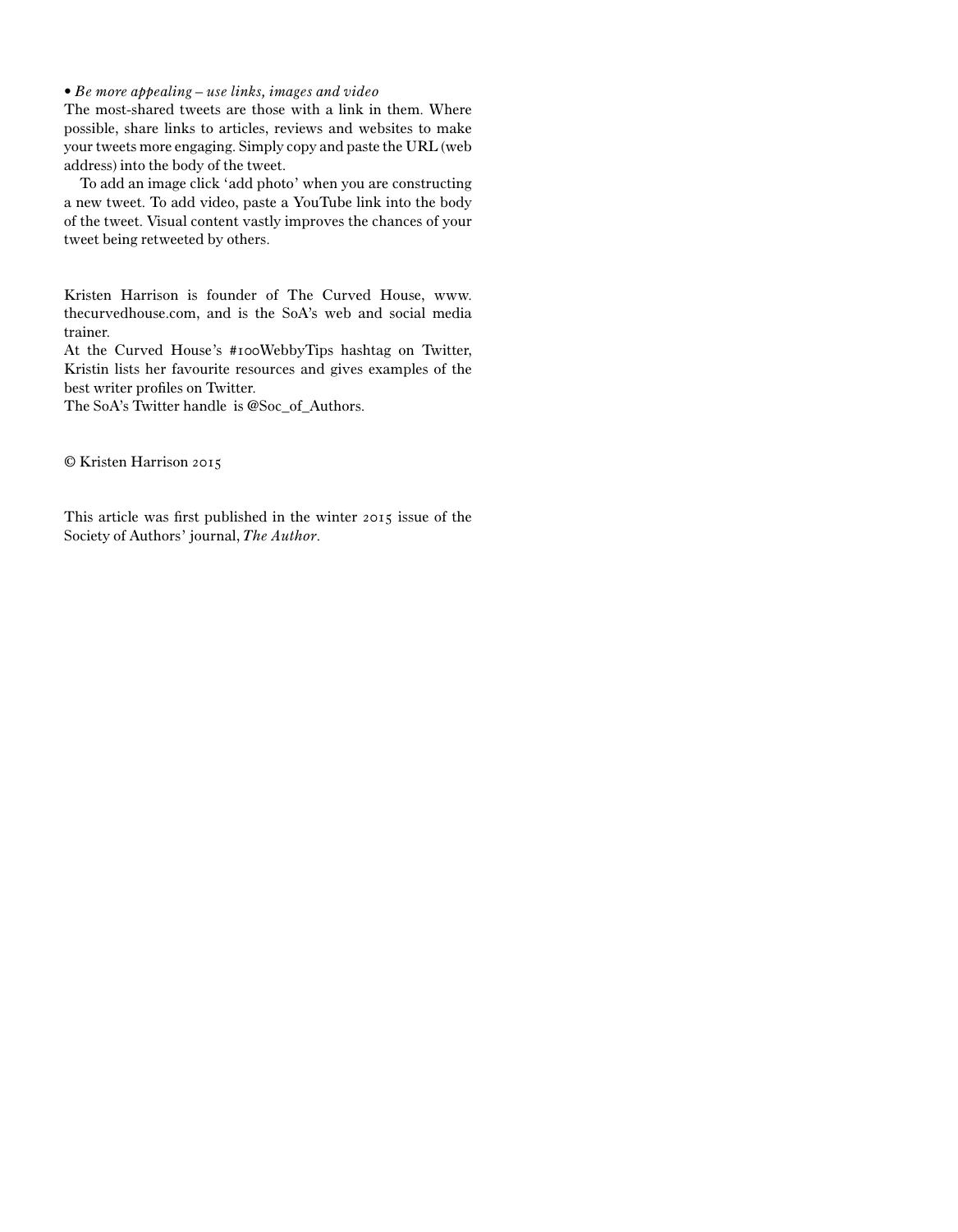• *Be more appealing – use links, images and video*

The most-shared tweets are those with a link in them. Where possible, share links to articles, reviews and websites to make your tweets more engaging. Simply copy and paste the URL (web address) into the body of the tweet.

To add an image click 'add photo' when you are constructing a new tweet. To add video, paste a YouTube link into the body of the tweet. Visual content vastly improves the chances of your tweet being retweeted by others.

Kristen Harrison is founder of The Curved House, www.thecurvedhouse.com, and is the SoA's web and social media trainer.
At the Curved House's #100WebbyTips hashtag on Twitter, Kristin lists her favourite resources and gives examples of the best writer profiles on Twitter.
The SoA's Twitter handle is @Soc_of_Authors.

© Kristen Harrison 2015

This article was first published in the winter 2015 issue of the Society of Authors' journal, *The Author*.